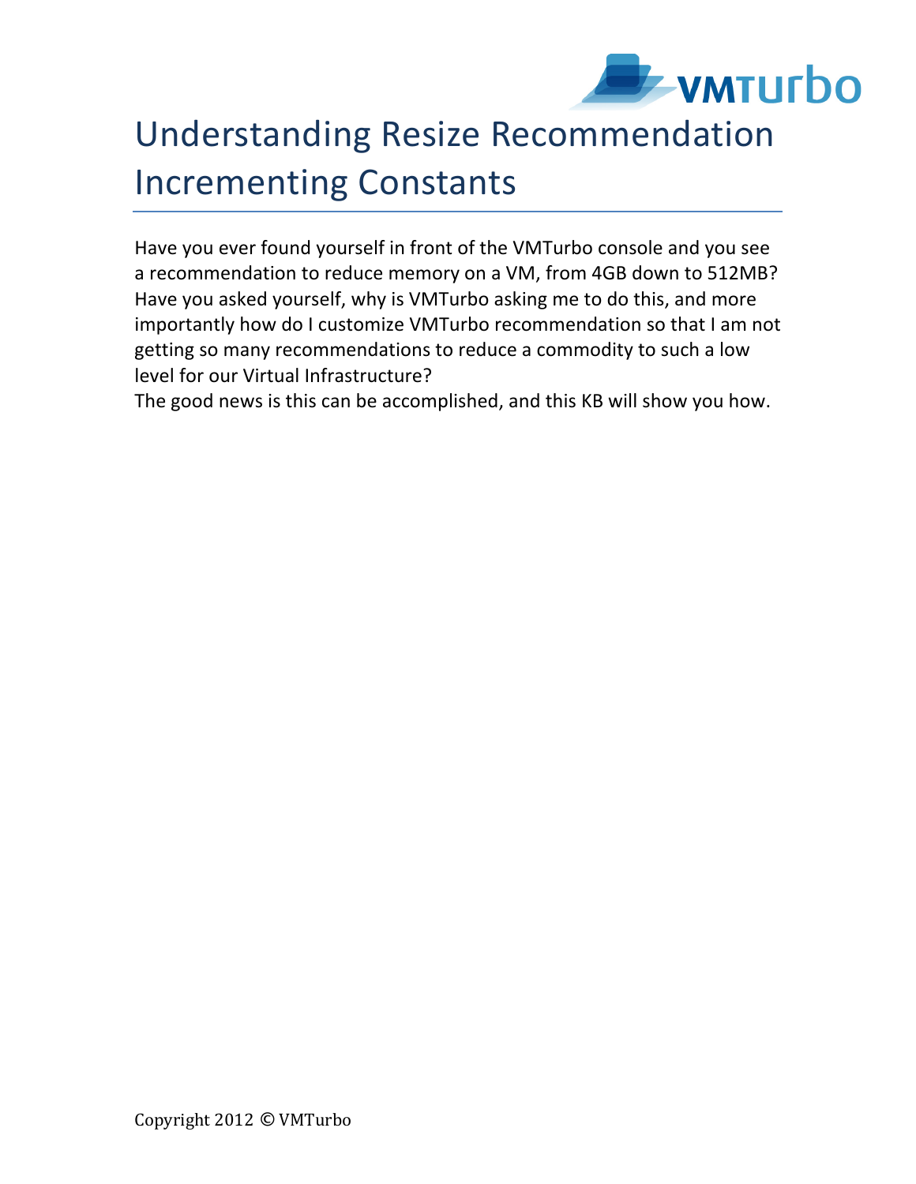# Understanding Resize Recommendation Incrementing Constants

Have you ever found yourself in front of the VMTurbo console and you see a recommendation to reduce memory on a VM, from 4GB down to 512MB? Have you asked yourself, why is VMTurbo asking me to do this, and more importantly how do I customize VMTurbo recommendation so that I am not getting so many recommendations to reduce a commodity to such a low level for our Virtual Infrastructure?

The good news is this can be accomplished, and this KB will show you how.

Copyright 2012 © VMTurbo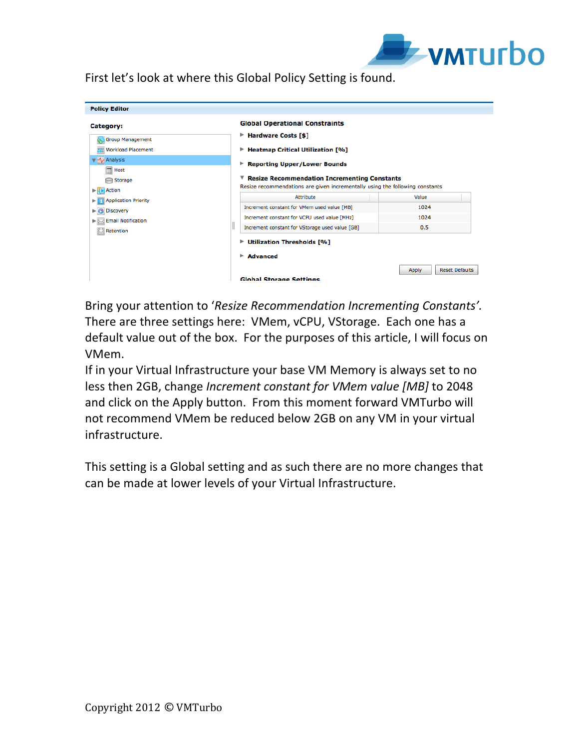First let's look at where this Global Policy Setting is found.

**Policy Editor**

**Category:**

- Group Management
- Workload Placement
- Analysis
  - Host
  - Storage
- Action
- Application Priority
- Discovery
- Email Notification
- Retention

**Global Operational Constraints**

- **Hardware Costs [$]**
- **Heatmap Critical Utilization [%]**
- **Reporting Upper/Lower Bounds**
- **Resize Recommendation Incrementing Constants**

Resize recommendations are given incrementally using the following constants

| Attribute | Value |
| --- | --- |
| Increment constant for VMem used value [MB] | 1024 |
| Increment constant for VCPU used value [MHz] | 1024 |
| Increment constant for VStorage used value [GB] | 0.5 |

- **Utilization Thresholds [%]**
- **Advanced**

Apply | Reset Defaults

**Global Storage Settings**

Bring your attention to '*Resize Recommendation Incrementing Constants'.* There are three settings here: VMem, vCPU, VStorage. Each one has a default value out of the box. For the purposes of this article, I will focus on VMem.

If in your Virtual Infrastructure your base VM Memory is always set to no less then 2GB, change *Increment constant for VMem value [MB]* to 2048 and click on the Apply button. From this moment forward VMTurbo will not recommend VMem be reduced below 2GB on any VM in your virtual infrastructure.

This setting is a Global setting and as such there are no more changes that can be made at lower levels of your Virtual Infrastructure.

Copyright 2012 © VMTurbo